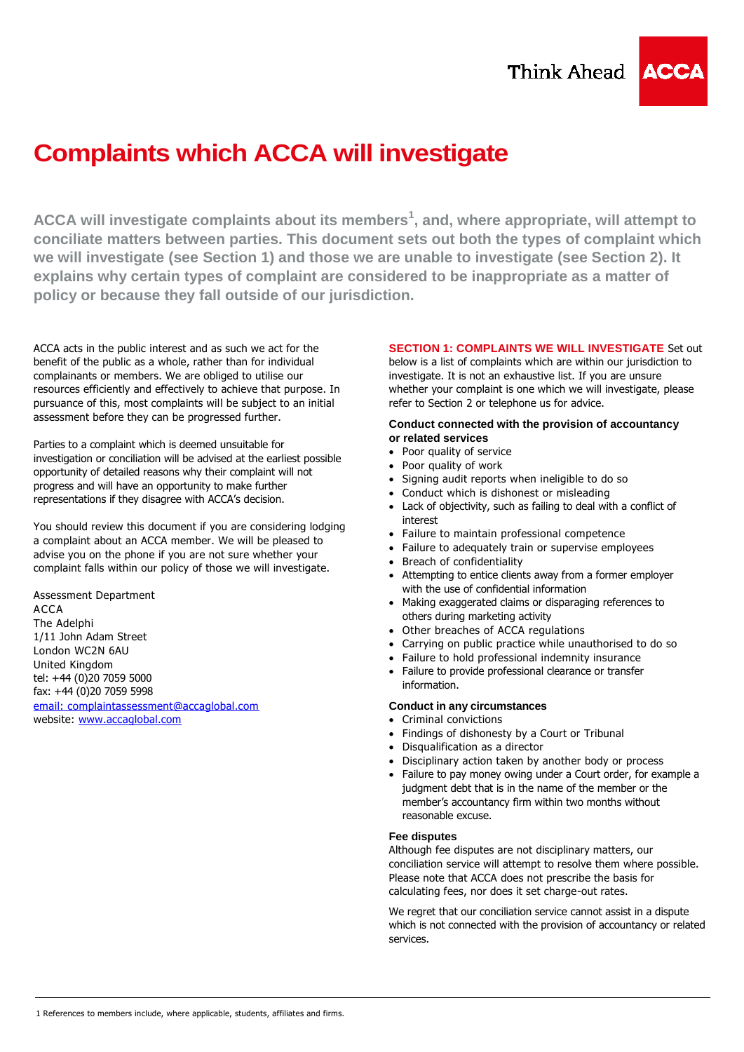# Complaints which ACCA will investigate

**ACCA will investigate complaints about its members[1], and, where appropriate, will attempt to conciliate matters between parties. This document sets out both the types of complaint which we will investigate (see Section 1) and those we are unable to investigate (see Section 2). It explains why certain types of complaint are considered to be inappropriate as a matter of policy or because they fall outside of our jurisdiction.**

ACCA acts in the public interest and as such we act for the benefit of the public as a whole, rather than for individual complainants or members. We are obliged to utilise our resources efficiently and effectively to achieve that purpose. In pursuance of this, most complaints will be subject to an initial assessment before they can be progressed further.

Parties to a complaint which is deemed unsuitable for investigation or conciliation will be advised at the earliest possible opportunity of detailed reasons why their complaint will not progress and will have an opportunity to make further representations if they disagree with ACCA's decision.

You should review this document if you are considering lodging a complaint about an ACCA member. We will be pleased to advise you on the phone if you are not sure whether your complaint falls within our policy of those we will investigate.

Assessment Department
ACCA
The Adelphi
1/11 John Adam Street
London WC2N 6AU
United Kingdom
tel: +44 (0)20 7059 5000
fax: +44 (0)20 7059 5998
email: complaintassessment@accaglobal.com
website: www.accaglobal.com

## SECTION 1: COMPLAINTS WE WILL INVESTIGATE

Set out below is a list of complaints which are within our jurisdiction to investigate. It is not an exhaustive list. If you are unsure whether your complaint is one which we will investigate, please refer to Section 2 or telephone us for advice.

### Conduct connected with the provision of accountancy or related services

- Poor quality of service
- Poor quality of work
- Signing audit reports when ineligible to do so
- Conduct which is dishonest or misleading
- Lack of objectivity, such as failing to deal with a conflict of interest
- Failure to maintain professional competence
- Failure to adequately train or supervise employees
- Breach of confidentiality
- Attempting to entice clients away from a former employer with the use of confidential information
- Making exaggerated claims or disparaging references to others during marketing activity
- Other breaches of ACCA regulations
- Carrying on public practice while unauthorised to do so
- Failure to hold professional indemnity insurance
- Failure to provide professional clearance or transfer information.

### Conduct in any circumstances

- Criminal convictions
- Findings of dishonesty by a Court or Tribunal
- Disqualification as a director
- Disciplinary action taken by another body or process
- Failure to pay money owing under a Court order, for example a judgment debt that is in the name of the member or the member's accountancy firm within two months without reasonable excuse.

### Fee disputes

Although fee disputes are not disciplinary matters, our conciliation service will attempt to resolve them where possible. Please note that ACCA does not prescribe the basis for calculating fees, nor does it set charge-out rates.

We regret that our conciliation service cannot assist in a dispute which is not connected with the provision of accountancy or related services.

---

[1] References to members include, where applicable, students, affiliates and firms.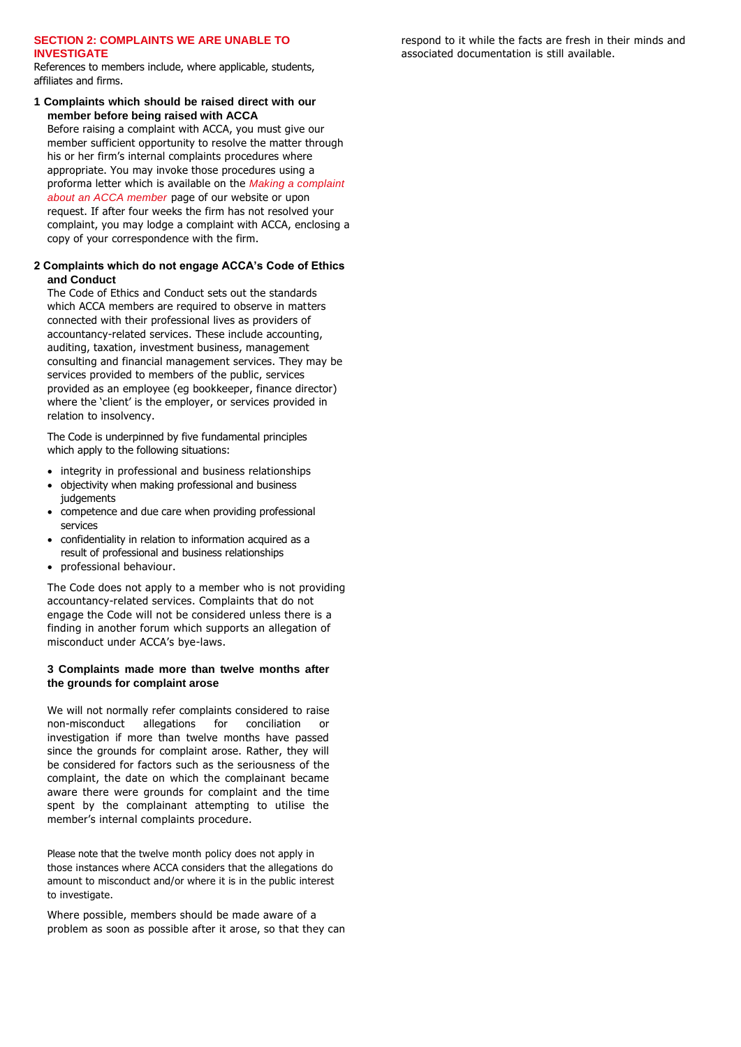## SECTION 2: COMPLAINTS WE ARE UNABLE TO INVESTIGATE

References to members include, where applicable, students, affiliates and firms.

### 1 Complaints which should be raised direct with our member before being raised with ACCA

Before raising a complaint with ACCA, you must give our member sufficient opportunity to resolve the matter through his or her firm's internal complaints procedures where appropriate. You may invoke those procedures using a proforma letter which is available on the *Making a complaint about an ACCA member* page of our website or upon request. If after four weeks the firm has not resolved your complaint, you may lodge a complaint with ACCA, enclosing a copy of your correspondence with the firm.

### 2 Complaints which do not engage ACCA's Code of Ethics and Conduct

The Code of Ethics and Conduct sets out the standards which ACCA members are required to observe in matters connected with their professional lives as providers of accountancy-related services. These include accounting, auditing, taxation, investment business, management consulting and financial management services. They may be services provided to members of the public, services provided as an employee (eg bookkeeper, finance director) where the 'client' is the employer, or services provided in relation to insolvency.

The Code is underpinned by five fundamental principles which apply to the following situations:

- integrity in professional and business relationships
- objectivity when making professional and business judgements
- competence and due care when providing professional services
- confidentiality in relation to information acquired as a result of professional and business relationships
- professional behaviour.

The Code does not apply to a member who is not providing accountancy-related services. Complaints that do not engage the Code will not be considered unless there is a finding in another forum which supports an allegation of misconduct under ACCA's bye-laws.

### 3 Complaints made more than twelve months after the grounds for complaint arose

We will not normally refer complaints considered to raise non-misconduct allegations for conciliation or investigation if more than twelve months have passed since the grounds for complaint arose. Rather, they will be considered for factors such as the seriousness of the complaint, the date on which the complainant became aware there were grounds for complaint and the time spent by the complainant attempting to utilise the member's internal complaints procedure.

Please note that the twelve month policy does not apply in those instances where ACCA considers that the allegations do amount to misconduct and/or where it is in the public interest to investigate.

Where possible, members should be made aware of a problem as soon as possible after it arose, so that they can respond to it while the facts are fresh in their minds and associated documentation is still available.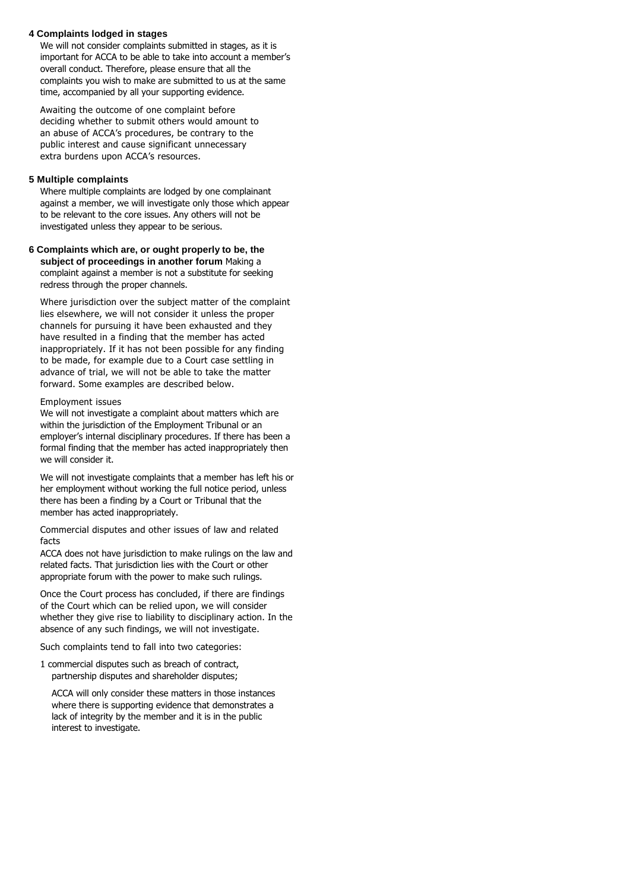## 4 Complaints lodged in stages

We will not consider complaints submitted in stages, as it is important for ACCA to be able to take into account a member's overall conduct. Therefore, please ensure that all the complaints you wish to make are submitted to us at the same time, accompanied by all your supporting evidence.

Awaiting the outcome of one complaint before deciding whether to submit others would amount to an abuse of ACCA's procedures, be contrary to the public interest and cause significant unnecessary extra burdens upon ACCA's resources.

## 5 Multiple complaints

Where multiple complaints are lodged by one complainant against a member, we will investigate only those which appear to be relevant to the core issues. Any others will not be investigated unless they appear to be serious.

## 6 Complaints which are, or ought properly to be, the subject of proceedings in another forum

Making a complaint against a member is not a substitute for seeking redress through the proper channels.

Where jurisdiction over the subject matter of the complaint lies elsewhere, we will not consider it unless the proper channels for pursuing it have been exhausted and they have resulted in a finding that the member has acted inappropriately. If it has not been possible for any finding to be made, for example due to a Court case settling in advance of trial, we will not be able to take the matter forward. Some examples are described below.

Employment issues

We will not investigate a complaint about matters which are within the jurisdiction of the Employment Tribunal or an employer's internal disciplinary procedures. If there has been a formal finding that the member has acted inappropriately then we will consider it.

We will not investigate complaints that a member has left his or her employment without working the full notice period, unless there has been a finding by a Court or Tribunal that the member has acted inappropriately.

Commercial disputes and other issues of law and related facts

ACCA does not have jurisdiction to make rulings on the law and related facts. That jurisdiction lies with the Court or other appropriate forum with the power to make such rulings.

Once the Court process has concluded, if there are findings of the Court which can be relied upon, we will consider whether they give rise to liability to disciplinary action. In the absence of any such findings, we will not investigate.

Such complaints tend to fall into two categories:

1 commercial disputes such as breach of contract, partnership disputes and shareholder disputes;

   ACCA will only consider these matters in those instances where there is supporting evidence that demonstrates a lack of integrity by the member and it is in the public interest to investigate.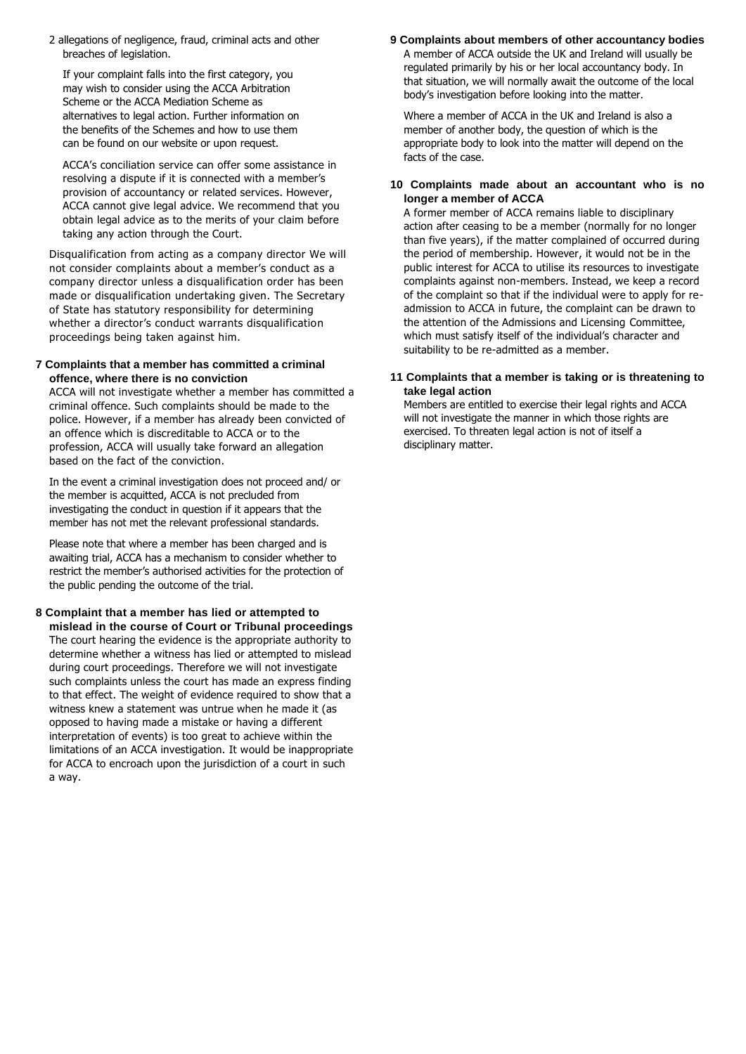2 allegations of negligence, fraud, criminal acts and other breaches of legislation.

If your complaint falls into the first category, you may wish to consider using the ACCA Arbitration Scheme or the ACCA Mediation Scheme as alternatives to legal action. Further information on the benefits of the Schemes and how to use them can be found on our website or upon request.

ACCA's conciliation service can offer some assistance in resolving a dispute if it is connected with a member's provision of accountancy or related services. However, ACCA cannot give legal advice. We recommend that you obtain legal advice as to the merits of your claim before taking any action through the Court.

Disqualification from acting as a company director We will not consider complaints about a member's conduct as a company director unless a disqualification order has been made or disqualification undertaking given. The Secretary of State has statutory responsibility for determining whether a director's conduct warrants disqualification proceedings being taken against him.

### 7 Complaints that a member has committed a criminal offence, where there is no conviction

ACCA will not investigate whether a member has committed a criminal offence. Such complaints should be made to the police. However, if a member has already been convicted of an offence which is discreditable to ACCA or to the profession, ACCA will usually take forward an allegation based on the fact of the conviction.

In the event a criminal investigation does not proceed and/ or the member is acquitted, ACCA is not precluded from investigating the conduct in question if it appears that the member has not met the relevant professional standards.

Please note that where a member has been charged and is awaiting trial, ACCA has a mechanism to consider whether to restrict the member's authorised activities for the protection of the public pending the outcome of the trial.

### 8 Complaint that a member has lied or attempted to mislead in the course of Court or Tribunal proceedings

The court hearing the evidence is the appropriate authority to determine whether a witness has lied or attempted to mislead during court proceedings. Therefore we will not investigate such complaints unless the court has made an express finding to that effect. The weight of evidence required to show that a witness knew a statement was untrue when he made it (as opposed to having made a mistake or having a different interpretation of events) is too great to achieve within the limitations of an ACCA investigation. It would be inappropriate for ACCA to encroach upon the jurisdiction of a court in such a way.

### 9 Complaints about members of other accountancy bodies

A member of ACCA outside the UK and Ireland will usually be regulated primarily by his or her local accountancy body. In that situation, we will normally await the outcome of the local body's investigation before looking into the matter.

Where a member of ACCA in the UK and Ireland is also a member of another body, the question of which is the appropriate body to look into the matter will depend on the facts of the case.

### 10 Complaints made about an accountant who is no longer a member of ACCA

A former member of ACCA remains liable to disciplinary action after ceasing to be a member (normally for no longer than five years), if the matter complained of occurred during the period of membership. However, it would not be in the public interest for ACCA to utilise its resources to investigate complaints against non-members. Instead, we keep a record of the complaint so that if the individual were to apply for re-admission to ACCA in future, the complaint can be drawn to the attention of the Admissions and Licensing Committee, which must satisfy itself of the individual's character and suitability to be re-admitted as a member.

### 11 Complaints that a member is taking or is threatening to take legal action

Members are entitled to exercise their legal rights and ACCA will not investigate the manner in which those rights are exercised. To threaten legal action is not of itself a disciplinary matter.